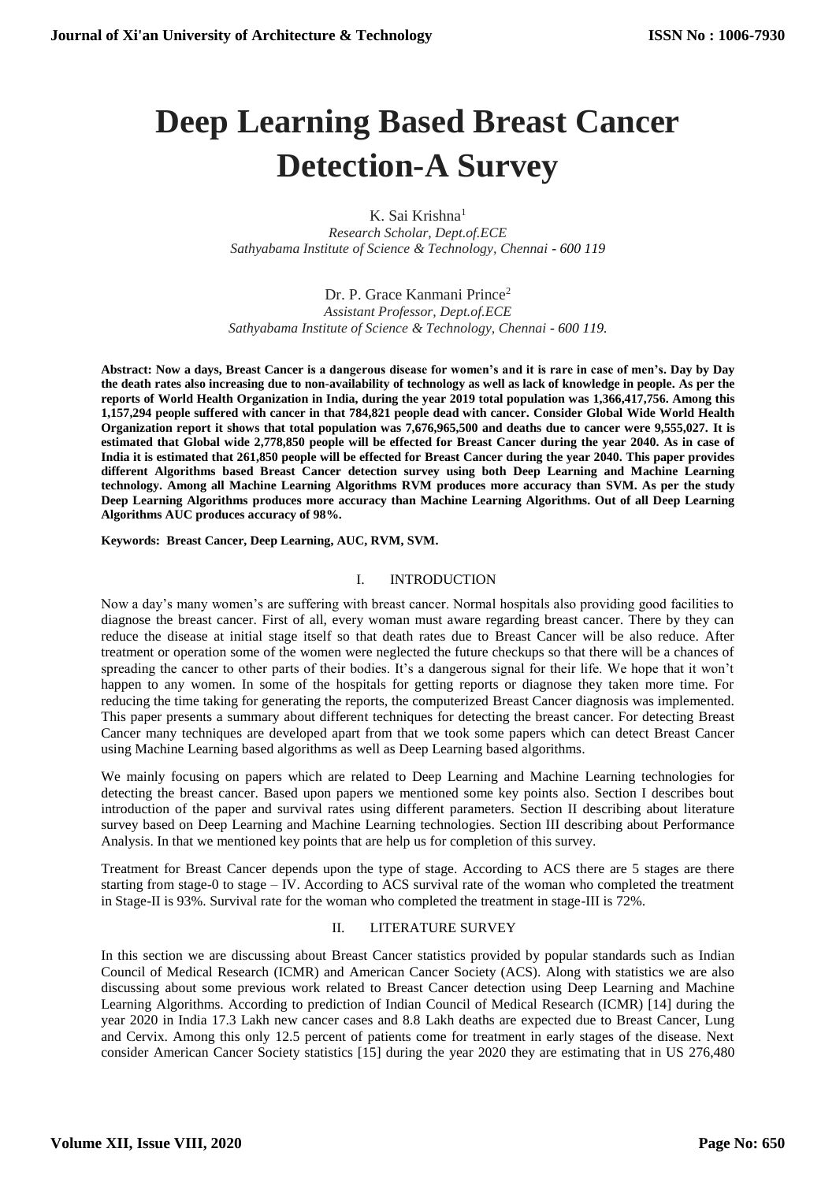# Deep Learning Based Breast Cancer Detection-A Survey

K. Sai Krishna[1]
*Research Scholar, Dept.of.ECE*
*Sathyabama Institute of Science & Technology, Chennai - 600 119*

Dr. P. Grace Kanmani Prince[2]
*Assistant Professor, Dept.of.ECE*
*Sathyabama Institute of Science & Technology, Chennai - 600 119.*

**Abstract: Now a days, Breast Cancer is a dangerous disease for women's and it is rare in case of men's. Day by Day the death rates also increasing due to non-availability of technology as well as lack of knowledge in people. As per the reports of World Health Organization in India, during the year 2019 total population was 1,366,417,756. Among this 1,157,294 people suffered with cancer in that 784,821 people dead with cancer. Consider Global Wide World Health Organization report it shows that total population was 7,676,965,500 and deaths due to cancer were 9,555,027. It is estimated that Global wide 2,778,850 people will be effected for Breast Cancer during the year 2040. As in case of India it is estimated that 261,850 people will be effected for Breast Cancer during the year 2040. This paper provides different Algorithms based Breast Cancer detection survey using both Deep Learning and Machine Learning technology. Among all Machine Learning Algorithms RVM produces more accuracy than SVM. As per the study Deep Learning Algorithms produces more accuracy than Machine Learning Algorithms. Out of all Deep Learning Algorithms AUC produces accuracy of 98%.**

**Keywords: Breast Cancer, Deep Learning, AUC, RVM, SVM.**

## I. INTRODUCTION

Now a day's many women's are suffering with breast cancer. Normal hospitals also providing good facilities to diagnose the breast cancer. First of all, every woman must aware regarding breast cancer. There by they can reduce the disease at initial stage itself so that death rates due to Breast Cancer will be also reduce. After treatment or operation some of the women were neglected the future checkups so that there will be a chances of spreading the cancer to other parts of their bodies. It's a dangerous signal for their life. We hope that it won't happen to any women. In some of the hospitals for getting reports or diagnose they taken more time. For reducing the time taking for generating the reports, the computerized Breast Cancer diagnosis was implemented. This paper presents a summary about different techniques for detecting the breast cancer. For detecting Breast Cancer many techniques are developed apart from that we took some papers which can detect Breast Cancer using Machine Learning based algorithms as well as Deep Learning based algorithms.

We mainly focusing on papers which are related to Deep Learning and Machine Learning technologies for detecting the breast cancer. Based upon papers we mentioned some key points also. Section I describes bout introduction of the paper and survival rates using different parameters. Section II describing about literature survey based on Deep Learning and Machine Learning technologies. Section III describing about Performance Analysis. In that we mentioned key points that are help us for completion of this survey.

Treatment for Breast Cancer depends upon the type of stage. According to ACS there are 5 stages are there starting from stage-0 to stage – IV. According to ACS survival rate of the woman who completed the treatment in Stage-II is 93%. Survival rate for the woman who completed the treatment in stage-III is 72%.

## II. LITERATURE SURVEY

In this section we are discussing about Breast Cancer statistics provided by popular standards such as Indian Council of Medical Research (ICMR) and American Cancer Society (ACS). Along with statistics we are also discussing about some previous work related to Breast Cancer detection using Deep Learning and Machine Learning Algorithms. According to prediction of Indian Council of Medical Research (ICMR) [14] during the year 2020 in India 17.3 Lakh new cancer cases and 8.8 Lakh deaths are expected due to Breast Cancer, Lung and Cervix. Among this only 12.5 percent of patients come for treatment in early stages of the disease. Next consider American Cancer Society statistics [15] during the year 2020 they are estimating that in US 276,480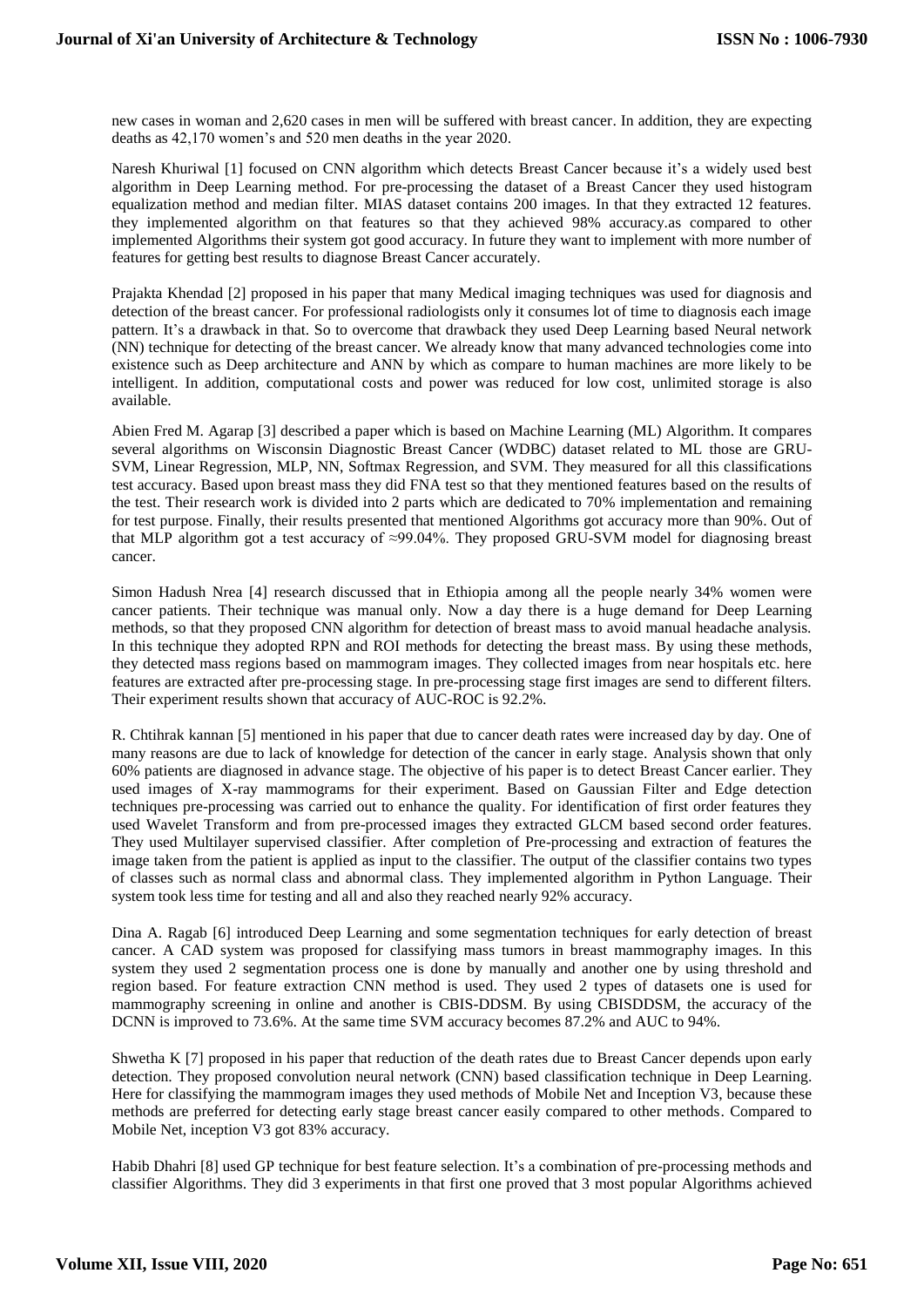new cases in woman and 2,620 cases in men will be suffered with breast cancer. In addition, they are expecting deaths as 42,170 women's and 520 men deaths in the year 2020.

Naresh Khuriwal [1] focused on CNN algorithm which detects Breast Cancer because it's a widely used best algorithm in Deep Learning method. For pre-processing the dataset of a Breast Cancer they used histogram equalization method and median filter. MIAS dataset contains 200 images. In that they extracted 12 features. they implemented algorithm on that features so that they achieved 98% accuracy.as compared to other implemented Algorithms their system got good accuracy. In future they want to implement with more number of features for getting best results to diagnose Breast Cancer accurately.

Prajakta Khendad [2] proposed in his paper that many Medical imaging techniques was used for diagnosis and detection of the breast cancer. For professional radiologists only it consumes lot of time to diagnosis each image pattern. It's a drawback in that. So to overcome that drawback they used Deep Learning based Neural network (NN) technique for detecting of the breast cancer. We already know that many advanced technologies come into existence such as Deep architecture and ANN by which as compare to human machines are more likely to be intelligent. In addition, computational costs and power was reduced for low cost, unlimited storage is also available.

Abien Fred M. Agarap [3] described a paper which is based on Machine Learning (ML) Algorithm. It compares several algorithms on Wisconsin Diagnostic Breast Cancer (WDBC) dataset related to ML those are GRU-SVM, Linear Regression, MLP, NN, Softmax Regression, and SVM. They measured for all this classifications test accuracy. Based upon breast mass they did FNA test so that they mentioned features based on the results of the test. Their research work is divided into 2 parts which are dedicated to 70% implementation and remaining for test purpose. Finally, their results presented that mentioned Algorithms got accuracy more than 90%. Out of that MLP algorithm got a test accuracy of ≈99.04%. They proposed GRU-SVM model for diagnosing breast cancer.

Simon Hadush Nrea [4] research discussed that in Ethiopia among all the people nearly 34% women were cancer patients. Their technique was manual only. Now a day there is a huge demand for Deep Learning methods, so that they proposed CNN algorithm for detection of breast mass to avoid manual headache analysis. In this technique they adopted RPN and ROI methods for detecting the breast mass. By using these methods, they detected mass regions based on mammogram images. They collected images from near hospitals etc. here features are extracted after pre-processing stage. In pre-processing stage first images are send to different filters. Their experiment results shown that accuracy of AUC-ROC is 92.2%.

R. Chtihrak kannan [5] mentioned in his paper that due to cancer death rates were increased day by day. One of many reasons are due to lack of knowledge for detection of the cancer in early stage. Analysis shown that only 60% patients are diagnosed in advance stage. The objective of his paper is to detect Breast Cancer earlier. They used images of X-ray mammograms for their experiment. Based on Gaussian Filter and Edge detection techniques pre-processing was carried out to enhance the quality. For identification of first order features they used Wavelet Transform and from pre-processed images they extracted GLCM based second order features. They used Multilayer supervised classifier. After completion of Pre-processing and extraction of features the image taken from the patient is applied as input to the classifier. The output of the classifier contains two types of classes such as normal class and abnormal class. They implemented algorithm in Python Language. Their system took less time for testing and all and also they reached nearly 92% accuracy.

Dina A. Ragab [6] introduced Deep Learning and some segmentation techniques for early detection of breast cancer. A CAD system was proposed for classifying mass tumors in breast mammography images. In this system they used 2 segmentation process one is done by manually and another one by using threshold and region based. For feature extraction CNN method is used. They used 2 types of datasets one is used for mammography screening in online and another is CBIS-DDSM. By using CBISDDSM, the accuracy of the DCNN is improved to 73.6%. At the same time SVM accuracy becomes 87.2% and AUC to 94%.

Shwetha K [7] proposed in his paper that reduction of the death rates due to Breast Cancer depends upon early detection. They proposed convolution neural network (CNN) based classification technique in Deep Learning. Here for classifying the mammogram images they used methods of Mobile Net and Inception V3, because these methods are preferred for detecting early stage breast cancer easily compared to other methods. Compared to Mobile Net, inception V3 got 83% accuracy.

Habib Dhahri [8] used GP technique for best feature selection. It's a combination of pre-processing methods and classifier Algorithms. They did 3 experiments in that first one proved that 3 most popular Algorithms achieved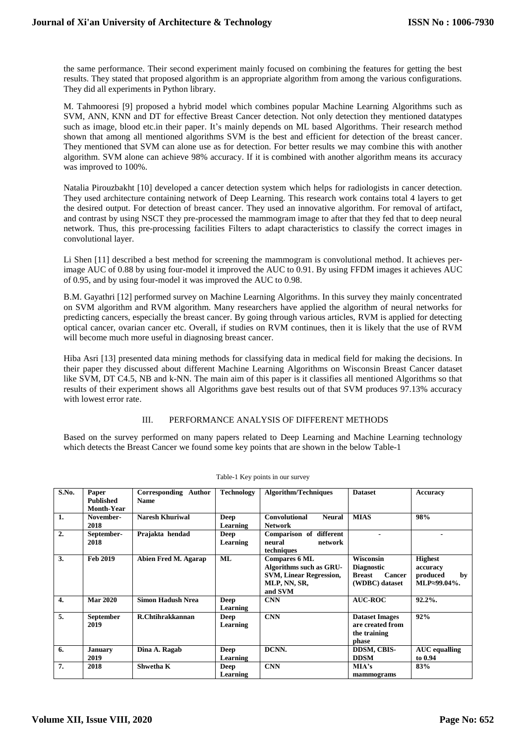the same performance. Their second experiment mainly focused on combining the features for getting the best results. They stated that proposed algorithm is an appropriate algorithm from among the various configurations. They did all experiments in Python library.

M. Tahmooresi [9] proposed a hybrid model which combines popular Machine Learning Algorithms such as SVM, ANN, KNN and DT for effective Breast Cancer detection. Not only detection they mentioned datatypes such as image, blood etc.in their paper. It's mainly depends on ML based Algorithms. Their research method shown that among all mentioned algorithms SVM is the best and efficient for detection of the breast cancer. They mentioned that SVM can alone use as for detection. For better results we may combine this with another algorithm. SVM alone can achieve 98% accuracy. If it is combined with another algorithm means its accuracy was improved to 100%.

Natalia Pirouzbakht [10] developed a cancer detection system which helps for radiologists in cancer detection. They used architecture containing network of Deep Learning. This research work contains total 4 layers to get the desired output. For detection of breast cancer. They used an innovative algorithm. For removal of artifact, and contrast by using NSCT they pre-processed the mammogram image to after that they fed that to deep neural network. Thus, this pre-processing facilities Filters to adapt characteristics to classify the correct images in convolutional layer.

Li Shen [11] described a best method for screening the mammogram is convolutional method. It achieves per-image AUC of 0.88 by using four-model it improved the AUC to 0.91. By using FFDM images it achieves AUC of 0.95, and by using four-model it was improved the AUC to 0.98.

B.M. Gayathri [12] performed survey on Machine Learning Algorithms. In this survey they mainly concentrated on SVM algorithm and RVM algorithm. Many researchers have applied the algorithm of neural networks for predicting cancers, especially the breast cancer. By going through various articles, RVM is applied for detecting optical cancer, ovarian cancer etc. Overall, if studies on RVM continues, then it is likely that the use of RVM will become much more useful in diagnosing breast cancer.

Hiba Asri [13] presented data mining methods for classifying data in medical field for making the decisions. In their paper they discussed about different Machine Learning Algorithms on Wisconsin Breast Cancer dataset like SVM, DT C4.5, NB and k-NN. The main aim of this paper is it classifies all mentioned Algorithms so that results of their experiment shows all Algorithms gave best results out of that SVM produces 97.13% accuracy with lowest error rate.

## III. PERFORMANCE ANALYSIS OF DIFFERENT METHODS

Based on the survey performed on many papers related to Deep Learning and Machine Learning technology which detects the Breast Cancer we found some key points that are shown in the below Table-1

Table-1 Key points in our survey

| S.No. | Paper Published Month-Year | Corresponding Author Name | Technology | Algorithm/Techniques | Dataset | Accuracy |
|---|---|---|---|---|---|---|
| **1.** | **November-2018** | **Naresh Khuriwal** | **Deep Learning** | **Convolutional Neural Network** | **MIAS** | **98%** |
| **2.** | **September-2018** | **Prajakta hendad** | **Deep Learning** | **Comparison of different neural network techniques** | **-** | **-** |
| **3.** | **Feb 2019** | **Abien Fred M. Agarap** | **ML** | **Compares 6 ML Algorithms such as GRU-SVM, Linear Regression, MLP, NN, SR, and SVM** | **Wisconsin Diagnostic Breast Cancer (WDBC) dataset** | **Highest accuracy produced by MLP≈99.04%.** |
| **4.** | **Mar 2020** | **Simon Hadush Nrea** | **Deep Learning** | **CNN** | **AUC-ROC** | **92.2%.** |
| **5.** | **September 2019** | **R.Chtihrakkannan** | **Deep Learning** | **CNN** | **Dataset Images are created from the training phase** | **92%** |
| **6.** | **January 2019** | **Dina A. Ragab** | **Deep Learning** | **DCNN.** | **DDSM, CBIS-DDSM** | **AUC equalling to 0.94** |
| **7.** | **2018** | **Shwetha K** | **Deep Learning** | **CNN** | **MIA's mammograms** | **83%** |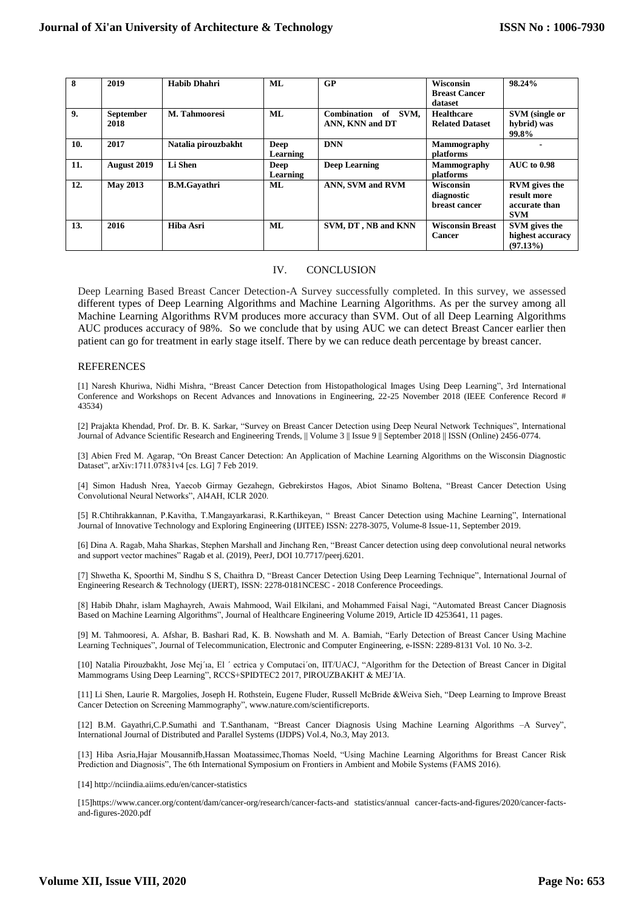| | | | | | | |
|---|---|---|---|---|---|---|
| **8** | **2019** | **Habib Dhahri** | **ML** | **GP** | **Wisconsin Breast Cancer dataset** | **98.24%** |
| **9.** | **September 2018** | **M. Tahmooresi** | **ML** | **Combination of SVM, ANN, KNN and DT** | **Healthcare Related Dataset** | **SVM (single or hybrid) was 99.8%** |
| **10.** | **2017** | **Natalia pirouzbakht** | **Deep Learning** | **DNN** | **Mammography platforms** | **-** |
| **11.** | **August 2019** | **Li Shen** | **Deep Learning** | **Deep Learning** | **Mammography platforms** | **AUC to 0.98** |
| **12.** | **May 2013** | **B.M.Gayathri** | **ML** | **ANN, SVM and RVM** | **Wisconsin diagnostic breast cancer** | **RVM gives the result more accurate than SVM** |
| **13.** | **2016** | **Hiba Asri** | **ML** | **SVM, DT , NB and KNN** | **Wisconsin Breast Cancer** | **SVM gives the highest accuracy (97.13%)** |

## IV. CONCLUSION

Deep Learning Based Breast Cancer Detection-A Survey successfully completed. In this survey, we assessed different types of Deep Learning Algorithms and Machine Learning Algorithms. As per the survey among all Machine Learning Algorithms RVM produces more accuracy than SVM. Out of all Deep Learning Algorithms AUC produces accuracy of 98%. So we conclude that by using AUC we can detect Breast Cancer earlier then patient can go for treatment in early stage itself. There by we can reduce death percentage by breast cancer.

## REFERENCES

[1] Naresh Khuriwa, Nidhi Mishra, "Breast Cancer Detection from Histopathological Images Using Deep Learning", 3rd International Conference and Workshops on Recent Advances and Innovations in Engineering, 22-25 November 2018 (IEEE Conference Record # 43534)

[2] Prajakta Khendad, Prof. Dr. B. K. Sarkar, "Survey on Breast Cancer Detection using Deep Neural Network Techniques", International Journal of Advance Scientific Research and Engineering Trends, || Volume 3 || Issue 9 || September 2018 || ISSN (Online) 2456-0774.

[3] Abien Fred M. Agarap, "On Breast Cancer Detection: An Application of Machine Learning Algorithms on the Wisconsin Diagnostic Dataset", arXiv:1711.07831v4 [cs. LG] 7 Feb 2019.

[4] Simon Hadush Nrea, Yaecob Girmay Gezahegn, Gebrekirstos Hagos, Abiot Sinamo Boltena, "Breast Cancer Detection Using Convolutional Neural Networks", AI4AH, ICLR 2020.

[5] R.Chtihrakkannan, P.Kavitha, T.Mangayarkarasi, R.Karthikeyan, " Breast Cancer Detection using Machine Learning", International Journal of Innovative Technology and Exploring Engineering (IJITEE) ISSN: 2278-3075, Volume-8 Issue-11, September 2019.

[6] Dina A. Ragab, Maha Sharkas, Stephen Marshall and Jinchang Ren, "Breast Cancer detection using deep convolutional neural networks and support vector machines" Ragab et al. (2019), PeerJ, DOI 10.7717/peerj.6201.

[7] Shwetha K, Spoorthi M, Sindhu S S, Chaithra D, "Breast Cancer Detection Using Deep Learning Technique", International Journal of Engineering Research & Technology (IJERT), ISSN: 2278-0181NCESC - 2018 Conference Proceedings.

[8] Habib Dhahr, islam Maghayreh, Awais Mahmood, Wail Elkilani, and Mohammed Faisal Nagi, "Automated Breast Cancer Diagnosis Based on Machine Learning Algorithms", Journal of Healthcare Engineering Volume 2019, Article ID 4253641, 11 pages.

[9] M. Tahmooresi, A. Afshar, B. Bashari Rad, K. B. Nowshath and M. A. Bamiah, "Early Detection of Breast Cancer Using Machine Learning Techniques", Journal of Telecommunication, Electronic and Computer Engineering, e-ISSN: 2289-8131 Vol. 10 No. 3-2.

[10] Natalia Pirouzbakht, Jose Mej´ıa, El ´ ectrica y Computaci´on, IIT/UACJ, "Algorithm for the Detection of Breast Cancer in Digital Mammograms Using Deep Learning", RCCS+SPIDTEC2 2017, PIROUZBAKHT & MEJ´IA.

[11] Li Shen, Laurie R. Margolies, Joseph H. Rothstein, Eugene Fluder, Russell McBride &Weiva Sieh, "Deep Learning to Improve Breast Cancer Detection on Screening Mammography", www.nature.com/scientificreports.

[12] B.M. Gayathri,C.P.Sumathi and T.Santhanam, "Breast Cancer Diagnosis Using Machine Learning Algorithms –A Survey", International Journal of Distributed and Parallel Systems (IJDPS) Vol.4, No.3, May 2013.

[13] Hiba Asria,Hajar Mousannifb,Hassan Moatassimec,Thomas Noeld, "Using Machine Learning Algorithms for Breast Cancer Risk Prediction and Diagnosis", The 6th International Symposium on Frontiers in Ambient and Mobile Systems (FAMS 2016).

[14] http://nciindia.aiims.edu/en/cancer-statistics

[15]https://www.cancer.org/content/dam/cancer-org/research/cancer-facts-and statistics/annual cancer-facts-and-figures/2020/cancer-facts-and-figures-2020.pdf